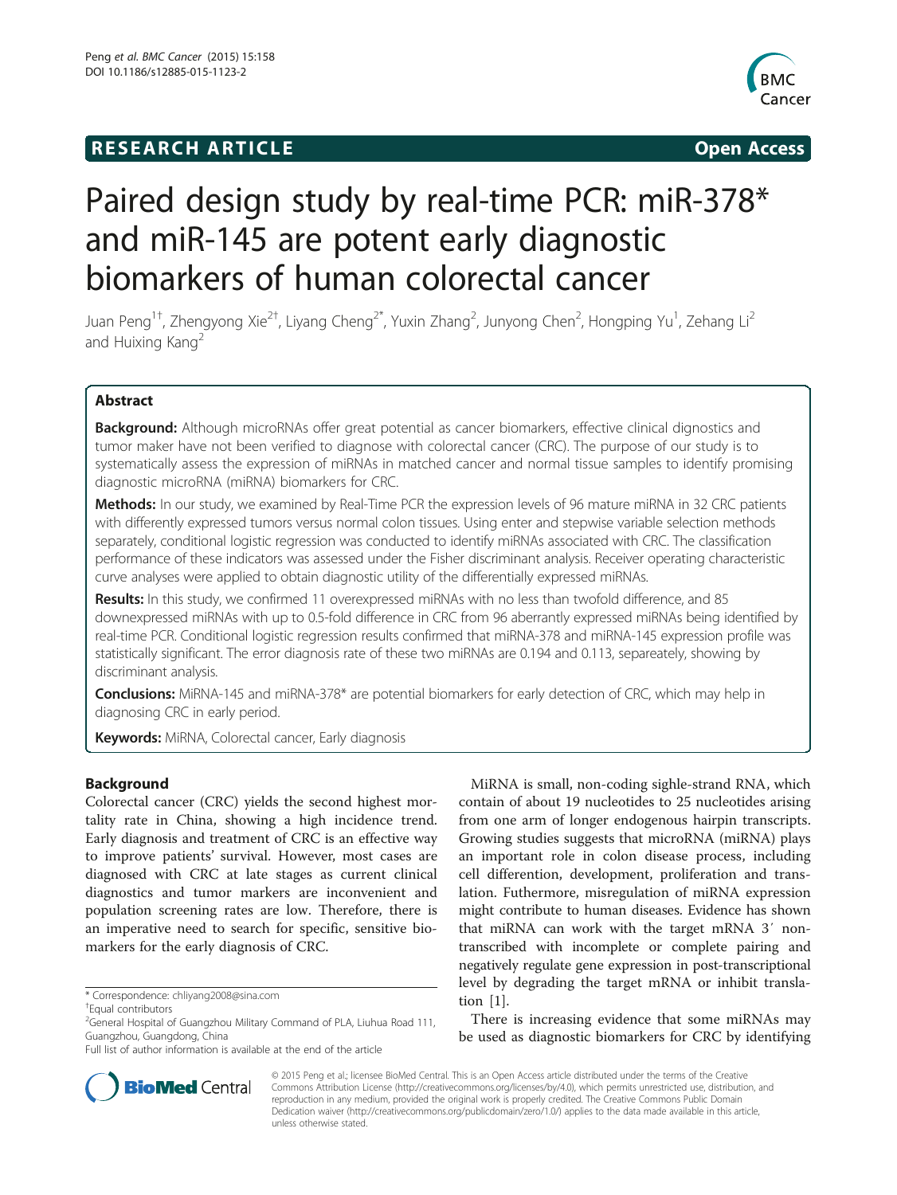**RESEARCH ARTICLE** **Open Access**

# Paired design study by real-time PCR: miR-378* and miR-145 are potent early diagnostic biomarkers of human colorectal cancer

Juan Peng[1†], Zhengyong Xie[2†], Liyang Cheng[2*], Yuxin Zhang[2], Junyong Chen[2], Hongping Yu[1], Zehang Li[2] and Huixing Kang[2]

## Abstract

**Background:** Although microRNAs offer great potential as cancer biomarkers, effective clinical dignostics and tumor maker have not been verified to diagnose with colorectal cancer (CRC). The purpose of our study is to systematically assess the expression of miRNAs in matched cancer and normal tissue samples to identify promising diagnostic microRNA (miRNA) biomarkers for CRC.

**Methods:** In our study, we examined by Real-Time PCR the expression levels of 96 mature miRNA in 32 CRC patients with differently expressed tumors versus normal colon tissues. Using enter and stepwise variable selection methods separately, conditional logistic regression was conducted to identify miRNAs associated with CRC. The classification performance of these indicators was assessed under the Fisher discriminant analysis. Receiver operating characteristic curve analyses were applied to obtain diagnostic utility of the differentially expressed miRNAs.

**Results:** In this study, we confirmed 11 overexpressed miRNAs with no less than twofold difference, and 85 downexpressed miRNAs with up to 0.5-fold difference in CRC from 96 aberrantly expressed miRNAs being identified by real-time PCR. Conditional logistic regression results confirmed that miRNA-378 and miRNA-145 expression profile was statistically significant. The error diagnosis rate of these two miRNAs are 0.194 and 0.113, separeately, showing by discriminant analysis.

**Conclusions:** MiRNA-145 and miRNA-378* are potential biomarkers for early detection of CRC, which may help in diagnosing CRC in early period.

**Keywords:** MiRNA, Colorectal cancer, Early diagnosis

## Background

Colorectal cancer (CRC) yields the second highest mortality rate in China, showing a high incidence trend. Early diagnosis and treatment of CRC is an effective way to improve patients' survival. However, most cases are diagnosed with CRC at late stages as current clinical diagnostics and tumor markers are inconvenient and population screening rates are low. Therefore, there is an imperative need to search for specific, sensitive biomarkers for the early diagnosis of CRC.

MiRNA is small, non-coding sighle-strand RNA, which contain of about 19 nucleotides to 25 nucleotides arising from one arm of longer endogenous hairpin transcripts. Growing studies suggests that microRNA (miRNA) plays an important role in colon disease process, including cell differention, development, proliferation and translation. Futhermore, misregulation of miRNA expression might contribute to human diseases. Evidence has shown that miRNA can work with the target mRNA 3′ non-transcribed with incomplete or complete pairing and negatively regulate gene expression in post-transcriptional level by degrading the target mRNA or inhibit translation [1].

There is increasing evidence that some miRNAs may be used as diagnostic biomarkers for CRC by identifying

\* Correspondence: chliyang2008@sina.com
†Equal contributors
[2]General Hospital of Guangzhou Military Command of PLA, Liuhua Road 111, Guangzhou, Guangdong, China
Full list of author information is available at the end of the article

© 2015 Peng et al.; licensee BioMed Central. This is an Open Access article distributed under the terms of the Creative Commons Attribution License (http://creativecommons.org/licenses/by/4.0), which permits unrestricted use, distribution, and reproduction in any medium, provided the original work is properly credited. The Creative Commons Public Domain Dedication waiver (http://creativecommons.org/publicdomain/zero/1.0/) applies to the data made available in this article, unless otherwise stated.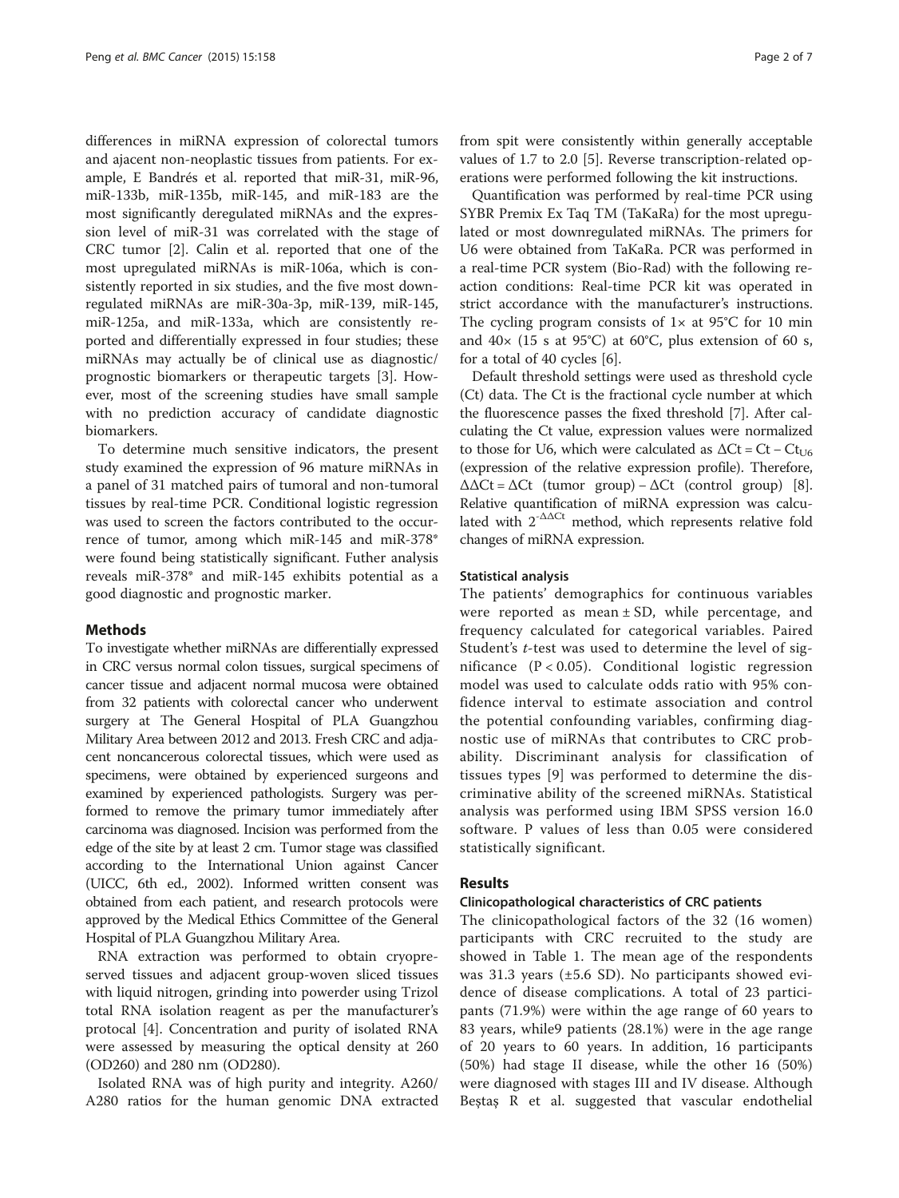differences in miRNA expression of colorectal tumors and ajacent non-neoplastic tissues from patients. For example, E Bandrés et al. reported that miR-31, miR-96, miR-133b, miR-135b, miR-145, and miR-183 are the most significantly deregulated miRNAs and the expression level of miR-31 was correlated with the stage of CRC tumor [2]. Calin et al. reported that one of the most upregulated miRNAs is miR-106a, which is consistently reported in six studies, and the five most downregulated miRNAs are miR-30a-3p, miR-139, miR-145, miR-125a, and miR-133a, which are consistently reported and differentially expressed in four studies; these miRNAs may actually be of clinical use as diagnostic/prognostic biomarkers or therapeutic targets [3]. However, most of the screening studies have small sample with no prediction accuracy of candidate diagnostic biomarkers.

To determine much sensitive indicators, the present study examined the expression of 96 mature miRNAs in a panel of 31 matched pairs of tumoral and non-tumoral tissues by real-time PCR. Conditional logistic regression was used to screen the factors contributed to the occurrence of tumor, among which miR-145 and miR-378* were found being statistically significant. Futher analysis reveals miR-378* and miR-145 exhibits potential as a good diagnostic and prognostic marker.

## Methods

To investigate whether miRNAs are differentially expressed in CRC versus normal colon tissues, surgical specimens of cancer tissue and adjacent normal mucosa were obtained from 32 patients with colorectal cancer who underwent surgery at The General Hospital of PLA Guangzhou Military Area between 2012 and 2013. Fresh CRC and adjacent noncancerous colorectal tissues, which were used as specimens, were obtained by experienced surgeons and examined by experienced pathologists. Surgery was performed to remove the primary tumor immediately after carcinoma was diagnosed. Incision was performed from the edge of the site by at least 2 cm. Tumor stage was classified according to the International Union against Cancer (UICC, 6th ed., 2002). Informed written consent was obtained from each patient, and research protocols were approved by the Medical Ethics Committee of the General Hospital of PLA Guangzhou Military Area.

RNA extraction was performed to obtain cryopreserved tissues and adjacent group-woven sliced tissues with liquid nitrogen, grinding into powerder using Trizol total RNA isolation reagent as per the manufacturer's protocal [4]. Concentration and purity of isolated RNA were assessed by measuring the optical density at 260 (OD260) and 280 nm (OD280).

Isolated RNA was of high purity and integrity. A260/A280 ratios for the human genomic DNA extracted from spit were consistently within generally acceptable values of 1.7 to 2.0 [5]. Reverse transcription-related operations were performed following the kit instructions.

Quantification was performed by real-time PCR using SYBR Premix Ex Taq TM (TaKaRa) for the most upregulated or most downregulated miRNAs. The primers for U6 were obtained from TaKaRa. PCR was performed in a real-time PCR system (Bio-Rad) with the following reaction conditions: Real-time PCR kit was operated in strict accordance with the manufacturer's instructions. The cycling program consists of 1× at 95°C for 10 min and 40× (15 s at 95°C) at 60°C, plus extension of 60 s, for a total of 40 cycles [6].

Default threshold settings were used as threshold cycle (Ct) data. The Ct is the fractional cycle number at which the fluorescence passes the fixed threshold [7]. After calculating the Ct value, expression values were normalized to those for U6, which were calculated as $\Delta Ct = Ct - Ct_{U6}$ (expression of the relative expression profile). Therefore, $\Delta\Delta Ct = \Delta Ct$ (tumor group) $- \Delta Ct$ (control group) [8]. Relative quantification of miRNA expression was calculated with $2^{-\Delta\Delta Ct}$ method, which represents relative fold changes of miRNA expression.

### Statistical analysis

The patients' demographics for continuous variables were reported as mean ± SD, while percentage, and frequency calculated for categorical variables. Paired Student's *t*-test was used to determine the level of significance ($P < 0.05$). Conditional logistic regression model was used to calculate odds ratio with 95% confidence interval to estimate association and control the potential confounding variables, confirming diagnostic use of miRNAs that contributes to CRC probability. Discriminant analysis for classification of tissues types [9] was performed to determine the discriminative ability of the screened miRNAs. Statistical analysis was performed using IBM SPSS version 16.0 software. P values of less than 0.05 were considered statistically significant.

## Results

### Clinicopathological characteristics of CRC patients

The clinicopathological factors of the 32 (16 women) participants with CRC recruited to the study are showed in Table 1. The mean age of the respondents was 31.3 years (±5.6 SD). No participants showed evidence of disease complications. A total of 23 participants (71.9%) were within the age range of 60 years to 83 years, while9 patients (28.1%) were in the age range of 20 years to 60 years. In addition, 16 participants (50%) had stage II disease, while the other 16 (50%) were diagnosed with stages III and IV disease. Although Beştaş R et al. suggested that vascular endothelial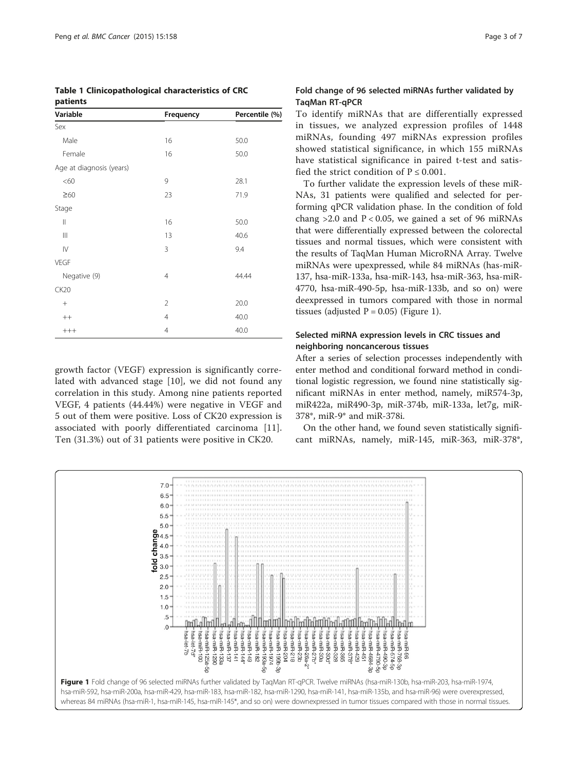**Table 1 Clinicopathological characteristics of CRC patients**

| Variable | Frequency | Percentile (%) |
|---|---|---|
| Sex | | |
| Male | 16 | 50.0 |
| Female | 16 | 50.0 |
| Age at diagnosis (years) | | |
| <60 | 9 | 28.1 |
| ≥60 | 23 | 71.9 |
| Stage | | |
| II | 16 | 50.0 |
| III | 13 | 40.6 |
| IV | 3 | 9.4 |
| VEGF | | |
| Negative (9) | 4 | 44.44 |
| CK20 | | |
| + | 2 | 20.0 |
| ++ | 4 | 40.0 |
| +++ | 4 | 40.0 |

growth factor (VEGF) expression is significantly correlated with advanced stage [10], we did not found any correlation in this study. Among nine patients reported VEGF, 4 patients (44.44%) were negative in VEGF and 5 out of them were positive. Loss of CK20 expression is associated with poorly differentiated carcinoma [11]. Ten (31.3%) out of 31 patients were positive in CK20.

### Fold change of 96 selected miRNAs further validated by TaqMan RT-qPCR

To identify miRNAs that are differentially expressed in tissues, we analyzed expression profiles of 1448 miRNAs, founding 497 miRNAs expression profiles showed statistical significance, in which 155 miRNAs have statistical significance in paired t-test and satisfied the strict condition of $P \leq 0.001$.

To further validate the expression levels of these miRNAs, 31 patients were qualified and selected for performing qPCR validation phase. In the condition of fold chang >2.0 and $P < 0.05$, we gained a set of 96 miRNAs that were differentially expressed between the colorectal tissues and normal tissues, which were consistent with the results of TaqMan Human MicroRNA Array. Twelve miRNAs were upexpressed, while 84 miRNAs (has-miR-137, hsa-miR-133a, hsa-miR-143, hsa-miR-363, hsa-miR-4770, hsa-miR-490-5p, hsa-miR-133b, and so on) were deexpressed in tumors compared with those in normal tissues (adjusted $P = 0.05$) (Figure 1).

### Selected miRNA expression levels in CRC tissues and neighboring noncancerous tissues

After a series of selection processes independently with enter method and conditional forward method in conditional logistic regression, we found nine statistically significant miRNAs in enter method, namely, miR574-3p, miR422a, miR490-3p, miR-374b, miR-133a, let7g, miR-378*, miR-9* and miR-378i.

On the other hand, we found seven statistically significant miRNAs, namely, miR-145, miR-363, miR-378*,

**Figure 1** Fold change of 96 selected miRNAs further validated by TaqMan RT-qPCR. Twelve miRNAs (hsa-miR-130b, hsa-miR-203, hsa-miR-1974, hsa-miR-592, hsa-miR-200a, hsa-miR-429, hsa-miR-183, hsa-miR-182, hsa-miR-1290, hsa-miR-141, hsa-miR-135b, and hsa-miR-96) were overexpressed, whereas 84 miRNAs (hsa-miR-1, hsa-miR-145, hsa-miR-145*, and so on) were downexpressed in tumor tissues compared with those in normal tissues.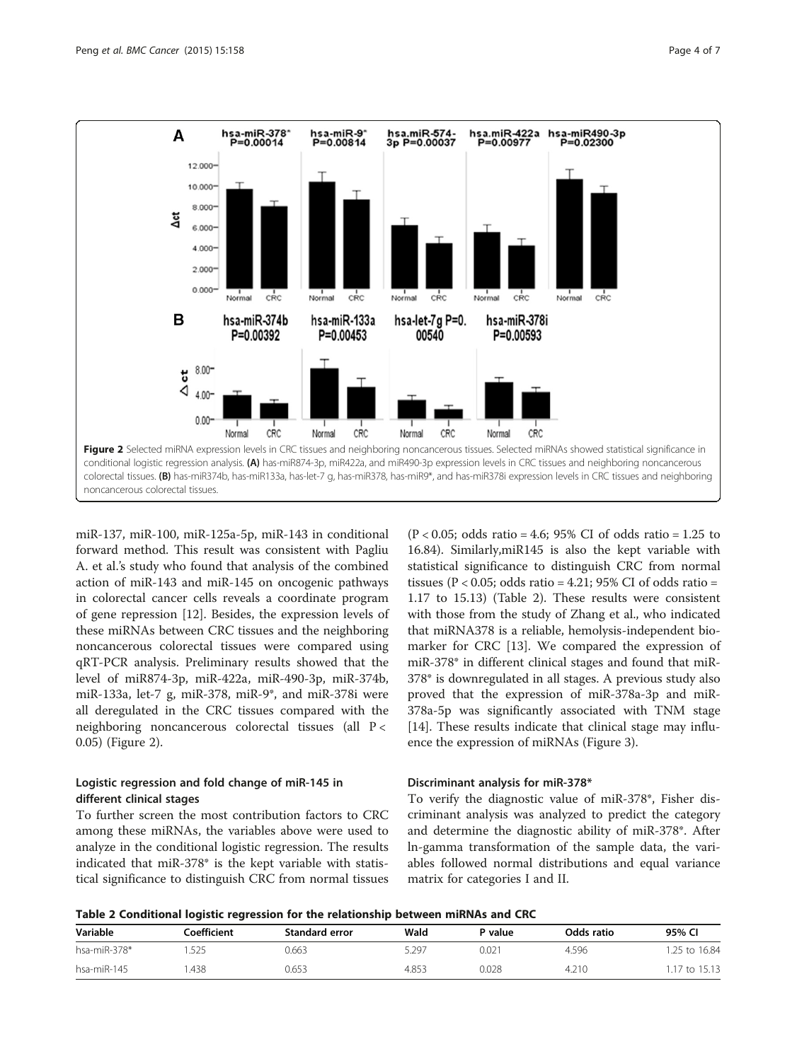Figure 2 Selected miRNA expression levels in CRC tissues and neighboring noncancerous tissues. Selected miRNAs showed statistical significance in conditional logistic regression analysis. **(A)** has-miR874-3p, miR422a, and miR490-3p expression levels in CRC tissues and neighboring noncancerous colorectal tissues. **(B)** has-miR374b, has-miR133a, has-let-7 g, has-miR378, has-miR9*, and has-miR378i expression levels in CRC tissues and neighboring noncancerous colorectal tissues.

miR-137, miR-100, miR-125a-5p, miR-143 in conditional forward method. This result was consistent with Pagliu A. et al.'s study who found that analysis of the combined action of miR-143 and miR-145 on oncogenic pathways in colorectal cancer cells reveals a coordinate program of gene repression [12]. Besides, the expression levels of these miRNAs between CRC tissues and the neighboring noncancerous colorectal tissues were compared using qRT-PCR analysis. Preliminary results showed that the level of miR874-3p, miR-422a, miR-490-3p, miR-374b, miR-133a, let-7 g, miR-378, miR-9*, and miR-378i were all deregulated in the CRC tissues compared with the neighboring noncancerous colorectal tissues (all $P < 0.05$) (Figure 2).

## Logistic regression and fold change of miR-145 in different clinical stages

To further screen the most contribution factors to CRC among these miRNAs, the variables above were used to analyze in the conditional logistic regression. The results indicated that miR-378* is the kept variable with statistical significance to distinguish CRC from normal tissues ($P < 0.05$; odds ratio = 4.6; 95% CI of odds ratio = 1.25 to 16.84). Similarly,miR145 is also the kept variable with statistical significance to distinguish CRC from normal tissues ($P < 0.05$; odds ratio = 4.21; 95% CI of odds ratio = 1.17 to 15.13) (Table 2). These results were consistent with those from the study of Zhang et al., who indicated that miRNA378 is a reliable, hemolysis-independent biomarker for CRC [13]. We compared the expression of miR-378* in different clinical stages and found that miR-378* is downregulated in all stages. A previous study also proved that the expression of miR-378a-3p and miR-378a-5p was significantly associated with TNM stage [14]. These results indicate that clinical stage may influence the expression of miRNAs (Figure 3).

## Discriminant analysis for miR-378*

To verify the diagnostic value of miR-378*, Fisher discriminant analysis was analyzed to predict the category and determine the diagnostic ability of miR-378*. After ln-gamma transformation of the sample data, the variables followed normal distributions and equal variance matrix for categories I and II.

**Table 2 Conditional logistic regression for the relationship between miRNAs and CRC**

| Variable | Coefficient | Standard error | Wald | P value | Odds ratio | 95% CI |
|---|---|---|---|---|---|---|
| hsa-miR-378* | 1.525 | 0.663 | 5.297 | 0.021 | 4.596 | 1.25 to 16.84 |
| hsa-miR-145 | 1.438 | 0.653 | 4.853 | 0.028 | 4.210 | 1.17 to 15.13 |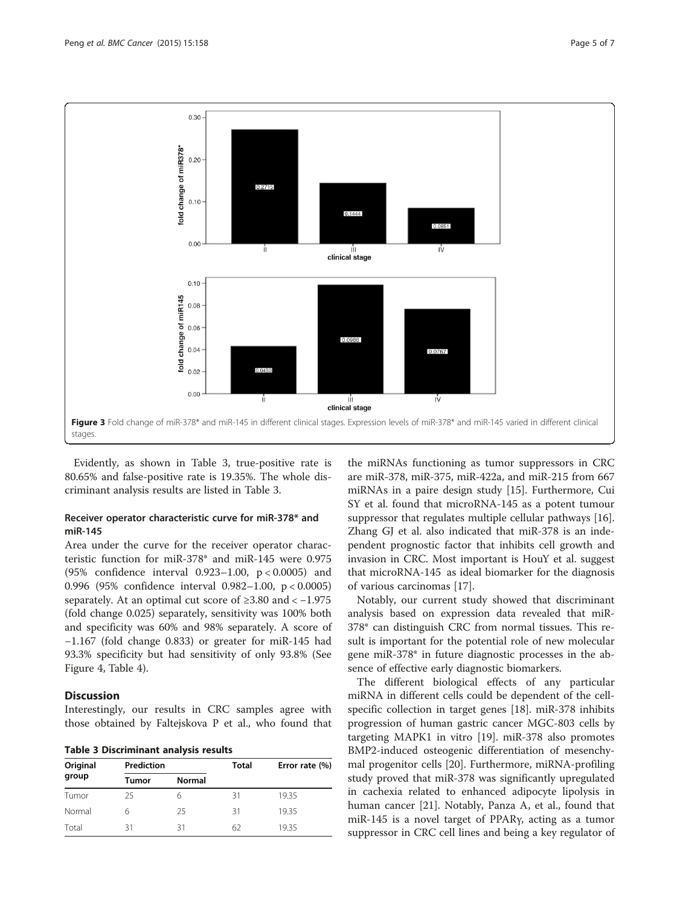Figure 3 Fold change of miR-378* and miR-145 in different clinical stages. Expression levels of miR-378* and miR-145 varied in different clinical stages.

Evidently, as shown in Table 3, true-positive rate is 80.65% and false-positive rate is 19.35%. The whole discriminant analysis results are listed in Table 3.

### Receiver operator characteristic curve for miR-378* and miR-145

Area under the curve for the receiver operator characteristic function for miR-378* and miR-145 were 0.975 (95% confidence interval 0.923–1.00, $p < 0.0005$) and 0.996 (95% confidence interval 0.982–1.00, $p < 0.0005$) separately. At an optimal cut score of ≥3.80 and < −1.975 (fold change 0.025) separately, sensitivity was 100% both and specificity was 60% and 98% separately. A score of −1.167 (fold change 0.833) or greater for miR-145 had 93.3% specificity but had sensitivity of only 93.8% (See Figure 4, Table 4).

## Discussion

Interestingly, our results in CRC samples agree with those obtained by Faltejskova P et al., who found that the miRNAs functioning as tumor suppressors in CRC are miR-378, miR-375, miR-422a, and miR-215 from 667 miRNAs in a paire design study [15]. Furthermore, Cui SY et al. found that microRNA-145 as a potent tumour suppressor that regulates multiple cellular pathways [16]. Zhang GJ et al. also indicated that miR-378 is an independent prognostic factor that inhibits cell growth and invasion in CRC. Most important is HouY et al. suggest that microRNA-145 as ideal biomarker for the diagnosis of various carcinomas [17].

Notably, our current study showed that discriminant analysis based on expression data revealed that miR-378* can distinguish CRC from normal tissues. This result is important for the potential role of new molecular gene miR-378* in future diagnostic processes in the absence of effective early diagnostic biomarkers.

The different biological effects of any particular miRNA in different cells could be dependent of the cell-specific collection in target genes [18]. miR-378 inhibits progression of human gastric cancer MGC-803 cells by targeting MAPK1 in vitro [19]. miR-378 also promotes BMP2-induced osteogenic differentiation of mesenchymal progenitor cells [20]. Furthermore, miRNA-profiling study proved that miR-378 was significantly upregulated in cachexia related to enhanced adipocyte lipolysis in human cancer [21]. Notably, Panza A, et al., found that miR-145 is a novel target of PPARγ, acting as a tumor suppressor in CRC cell lines and being a key regulator of

**Table 3 Discriminant analysis results**

| Original group | Prediction | | Total | Error rate (%) |
|---|---|---|---|---|
| | Tumor | Normal | | |
| Tumor | 25 | 6 | 31 | 19.35 |
| Normal | 6 | 25 | 31 | 19.35 |
| Total | 31 | 31 | 62 | 19.35 |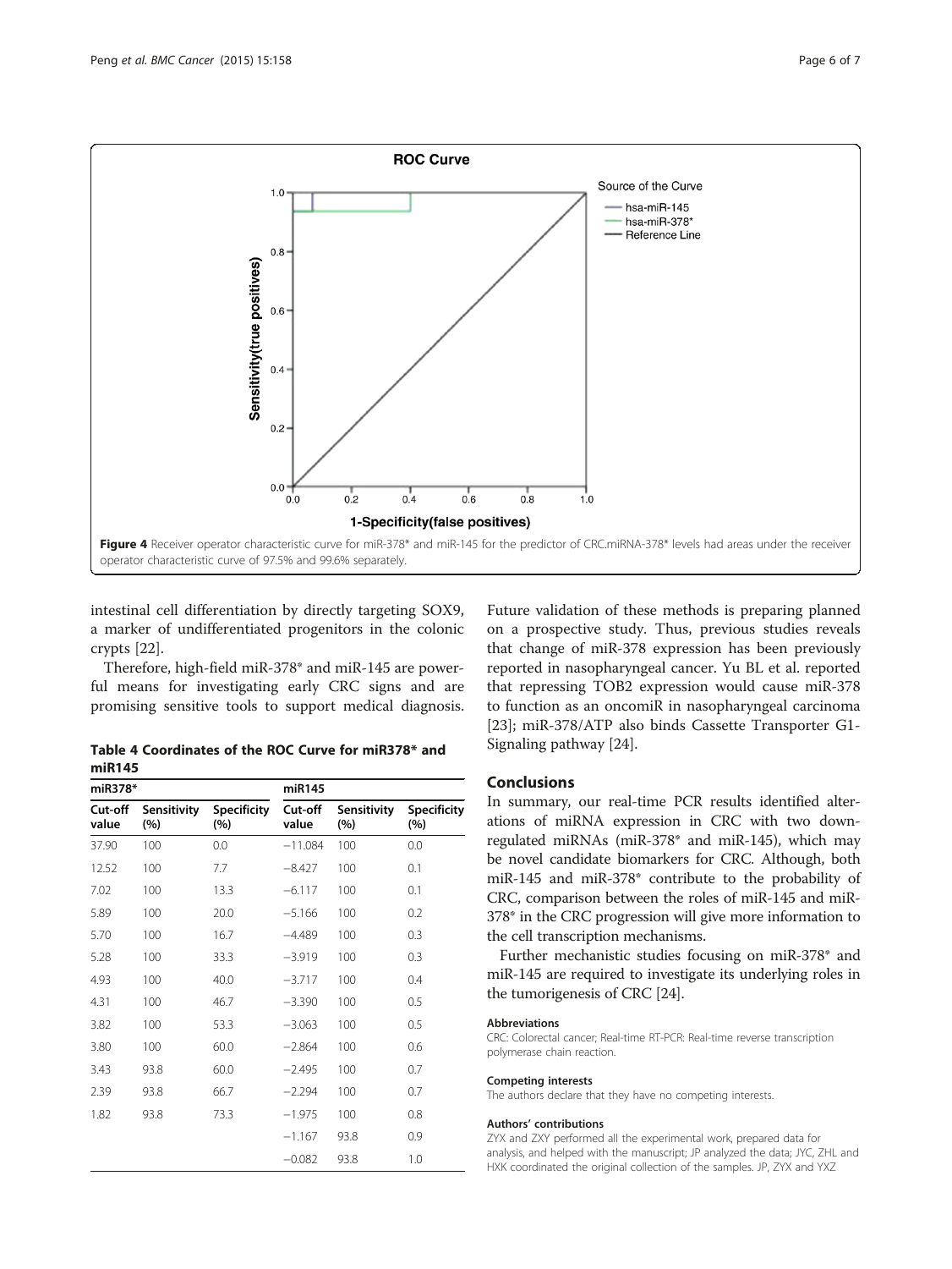Figure 4 Receiver operator characteristic curve for miR-378* and miR-145 for the predictor of CRC.miRNA-378* levels had areas under the receiver operator characteristic curve of 97.5% and 99.6% separately.

intestinal cell differentiation by directly targeting SOX9, a marker of undifferentiated progenitors in the colonic crypts [22].

Therefore, high-field miR-378* and miR-145 are powerful means for investigating early CRC signs and are promising sensitive tools to support medical diagnosis.

**Table 4 Coordinates of the ROC Curve for miR378* and miR145**

| miR378* | | | miR145 | | |
|---|---|---|---|---|---|
| Cut-off value | Sensitivity (%) | Specificity (%) | Cut-off value | Sensitivity (%) | Specificity (%) |
| 37.90 | 100 | 0.0 | −11.084 | 100 | 0.0 |
| 12.52 | 100 | 7.7 | −8.427 | 100 | 0.1 |
| 7.02 | 100 | 13.3 | −6.117 | 100 | 0.1 |
| 5.89 | 100 | 20.0 | −5.166 | 100 | 0.2 |
| 5.70 | 100 | 16.7 | −4.489 | 100 | 0.3 |
| 5.28 | 100 | 33.3 | −3.919 | 100 | 0.3 |
| 4.93 | 100 | 40.0 | −3.717 | 100 | 0.4 |
| 4.31 | 100 | 46.7 | −3.390 | 100 | 0.5 |
| 3.82 | 100 | 53.3 | −3.063 | 100 | 0.5 |
| 3.80 | 100 | 60.0 | −2.864 | 100 | 0.6 |
| 3.43 | 93.8 | 60.0 | −2.495 | 100 | 0.7 |
| 2.39 | 93.8 | 66.7 | −2.294 | 100 | 0.7 |
| 1.82 | 93.8 | 73.3 | −1.975 | 100 | 0.8 |
| | | | −1.167 | 93.8 | 0.9 |
| | | | −0.082 | 93.8 | 1.0 |

Future validation of these methods is preparing planned on a prospective study. Thus, previous studies reveals that change of miR-378 expression has been previously reported in nasopharyngeal cancer. Yu BL et al. reported that repressing TOB2 expression would cause miR-378 to function as an oncomiR in nasopharyngeal carcinoma [23]; miR-378/ATP also binds Cassette Transporter G1-Signaling pathway [24].

## Conclusions

In summary, our real-time PCR results identified alterations of miRNA expression in CRC with two downregulated miRNAs (miR-378* and miR-145), which may be novel candidate biomarkers for CRC. Although, both miR-145 and miR-378* contribute to the probability of CRC, comparison between the roles of miR-145 and miR-378* in the CRC progression will give more information to the cell transcription mechanisms.

Further mechanistic studies focusing on miR-378* and miR-145 are required to investigate its underlying roles in the tumorigenesis of CRC [24].

### Abbreviations

CRC: Colorectal cancer; Real-time RT-PCR: Real-time reverse transcription polymerase chain reaction.

### Competing interests

The authors declare that they have no competing interests.

### Authors' contributions

ZYX and ZXY performed all the experimental work, prepared data for analysis, and helped with the manuscript; JP analyzed the data; JYC, ZHL and HXK coordinated the original collection of the samples. JP, ZYX and YXZ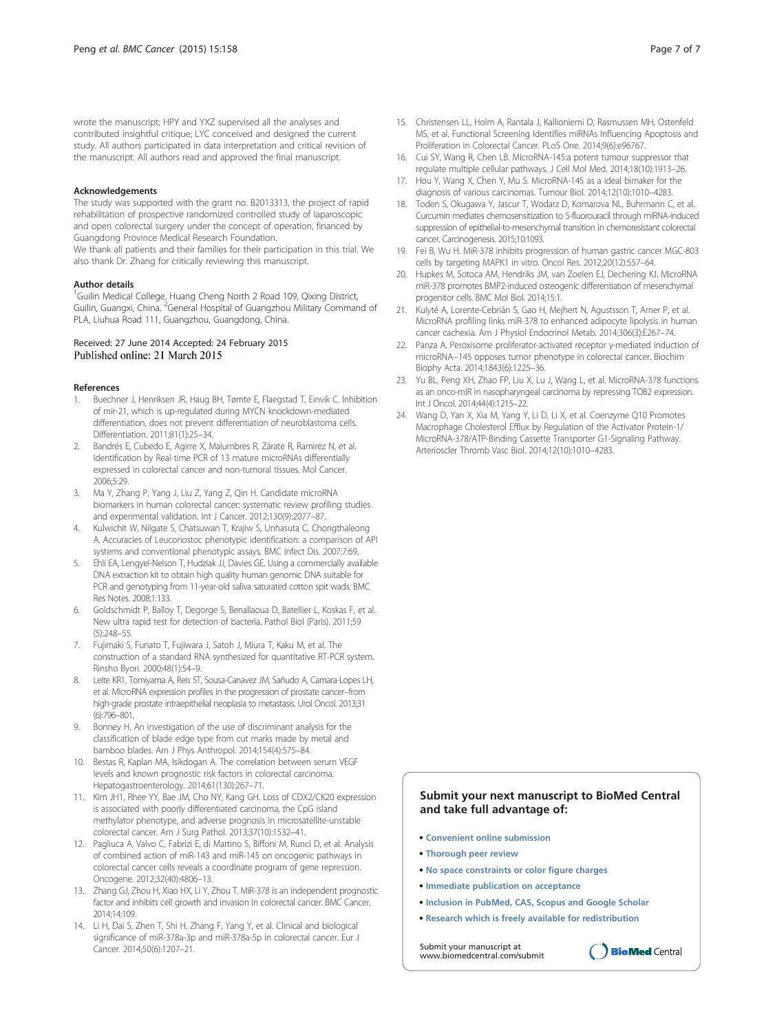wrote the manuscript; HPY and YXZ supervised all the analyses and contributed insightful critique; LYC conceived and designed the current study. All authors participated in data interpretation and critical revision of the manuscript. All authors read and approved the final manuscript.

#### Acknowledgements

The study was supported with the grant no. B2013313, the project of rapid rehabilitation of prospective randomized controlled study of laparoscopic and open colorectal surgery under the concept of operation, financed by Guangdong Province Medical Research Foundation.

We thank all patients and their families for their participation in this trial. We also thank Dr. Zhang for critically reviewing this manuscript.

#### Author details

[1]Guilin Medical College, Huang Cheng North 2 Road 109, Qixing District, Guilin, Guangxi, China. [2]General Hospital of Guangzhou Military Command of PLA, Liuhua Road 111, Guangzhou, Guangdong, China.

Received: 27 June 2014 Accepted: 24 February 2015
Published online: 21 March 2015

#### References

1. Buechner J, Henriksen JR, Haug BH, Tømte E, Flaegstad T, Einvik C. Inhibition of mir-21, which is up-regulated during MYCN knockdown-mediated differentiation, does not prevent differentiation of neuroblastoma cells. Differentiation. 2011;81(1):25–34.
2. Bandrés E, Cubedo E, Agirre X, Malumbres R, Zárate R, Ramirez N, et al. Identification by Real-time PCR of 13 mature microRNAs differentially expressed in colorectal cancer and non-tumoral tissues. Mol Cancer. 2006;5:29.
3. Ma Y, Zhang P, Yang J, Liu Z, Yang Z, Qin H. Candidate microRNA biomarkers in human colorectal cancer: systematic review profiling studies and experimental validation. Int J Cancer. 2012;130(9):2077–87.
4. Kulwichit W, Nilgate S, Chatsuwan T, Krajiw S, Unhasuta C, Chongthaleong A. Accuracies of Leuconostoc phenotypic identification: a comparison of API systems and conventional phenotypic assays. BMC Infect Dis. 2007;7:69.
5. Ehli EA, Lengyel-Nelson T, Hudziak JJ, Davies GE. Using a commercially available DNA extraction kit to obtain high quality human genomic DNA suitable for PCR and genotyping from 11-year-old saliva saturated cotton spit wads. BMC Res Notes. 2008;1:133.
6. Goldschmidt P, Balloy T, Degorge S, Benallaoua D, Batellier L, Koskas F, et al. New ultra rapid test for detection of bacteria. Pathol Biol (Paris). 2011;59 (5):248–55.
7. Fujimaki S, Funato T, Fujiwara J, Satoh J, Miura T, Kaku M, et al. The construction of a standard RNA synthesized for quantitative RT-PCR system. Rinsho Byori. 2000;48(1):54–9.
8. Leite KR1, Tomiyama A, Reis ST, Sousa-Canavez JM, Sañudo A, Camara-Lopes LH, et al. MicroRNA expression profiles in the progression of prostate cancer–from high-grade prostate intraepithelial neoplasia to metastasis. Urol Oncol. 2013;31 (6):796–801.
9. Bonney H. An investigation of the use of discriminant analysis for the classification of blade edge type from cut marks made by metal and bamboo blades. Am J Phys Anthropol. 2014;154(4):575–84.
10. Bestas R, Kaplan MA, Isikdogan A. The correlation between serum VEGF levels and known prognostic risk factors in colorectal carcinoma. Hepatogastroenterology. 2014;61(130):267–71.
11. Kim JH1, Rhee YY, Bae JM, Cho NY, Kang GH. Loss of CDX2/CK20 expression is associated with poorly differentiated carcinoma, the CpG island methylator phenotype, and adverse prognosis in microsatellite-unstable colorectal cancer. Am J Surg Pathol. 2013;37(10):1532–41.
12. Pagliuca A, Valvo C, Fabrizi E, di Martino S, Biffoni M, Runci D, et al. Analysis of combined action of miR-143 and miR-145 on oncogenic pathways in colorectal cancer cells reveals a coordinate program of gene repression. Oncogene. 2012;32(40):4806–13.
13. Zhang GJ, Zhou H, Xiao HX, Li Y, Zhou T. MiR-378 is an independent prognostic factor and inhibits cell growth and invasion in colorectal cancer. BMC Cancer. 2014;14:109.
14. Li H, Dai S, Zhen T, Shi H, Zhang F, Yang Y, et al. Clinical and biological significance of miR-378a-3p and miR-378a-5p in colorectal cancer. Eur J Cancer. 2014;50(6):1207–21.
15. Christensen LL, Holm A, Rantala J, Kallioniemi O, Rasmussen MH, Ostenfeld MS, et al. Functional Screening Identifies miRNAs Influencing Apoptosis and Proliferation in Colorectal Cancer. PLoS One. 2014;9(6):e96767.
16. Cui SY, Wang R, Chen LB. MicroRNA-145:a potent tumour suppressor that regulate multiple cellular pathways. J Cell Mol Med. 2014;18(10):1913–26.
17. Hou Y, Wang X, Chen Y, Mu S. MicroRNA-145 as a ideal bimaker for the diagnosis of various carcinomas. Tumour Biol. 2014;12(10):1010–4283.
18. Toden S, Okugawa Y, Jascur T, Wodarz D, Komarova NL, Buhrmann C, et al. Curcumin mediates chemosensitization to 5-fluorouracil through miRNA-induced suppression of epithelial-to-mesenchymal transition in chemoresistant colorectal cancer. Carcinogenesis. 2015;10:1093.
19. Fei B, Wu H. MiR-378 inhibits progression of human gastric cancer MGC-803 cells by targeting MAPK1 in vitro. Oncol Res. 2012;20(12):557–64.
20. Hupkes M, Sotoca AM, Hendriks JM, van Zoelen EJ, Dechering KJ. MicroRNA miR-378 promotes BMP2-induced osteogenic differentiation of mesenchymal progenitor cells. BMC Mol Biol. 2014;15:1.
21. Kulyté A, Lorente-Cebrián S, Gao H, Mejhert N, Agustsson T, Arner P, et al. MicroRNA profiling links miR-378 to enhanced adipocyte lipolysis in human cancer cachexia. Am J Physiol Endocrinol Metab. 2014;306(3):E267–74.
22. Panza A. Peroxisome proliferator-activated receptor γ-mediated induction of microRNA−145 opposes tumor phenotype in colorectal cancer. Biochim Biophy Acta. 2014;1843(6):1225–36.
23. Yu BL, Peng XH, Zhao FP, Liu X, Lu J, Wang L, et al. MicroRNA-378 functions as an onco-miR in nasopharyngeal carcinoma by repressing TOB2 expression. Int J Oncol. 2014;44(4):1215–22.
24. Wang D, Yan X, Xia M, Yang Y, Li D, Li X, et al. Coenzyme Q10 Promotes Macrophage Cholesterol Efflux by Regulation of the Activator Protein-1/ MicroRNA-378/ATP-Binding Cassette Transporter G1-Signaling Pathway. Arterioscler Thromb Vasc Biol. 2014;12(10):1010–4283.

**Submit your next manuscript to BioMed Central and take full advantage of:**

- **Convenient online submission**
- **Thorough peer review**
- **No space constraints or color figure charges**
- **Immediate publication on acceptance**
- **Inclusion in PubMed, CAS, Scopus and Google Scholar**
- **Research which is freely available for redistribution**

Submit your manuscript at
www.biomedcentral.com/submit

BioMed Central